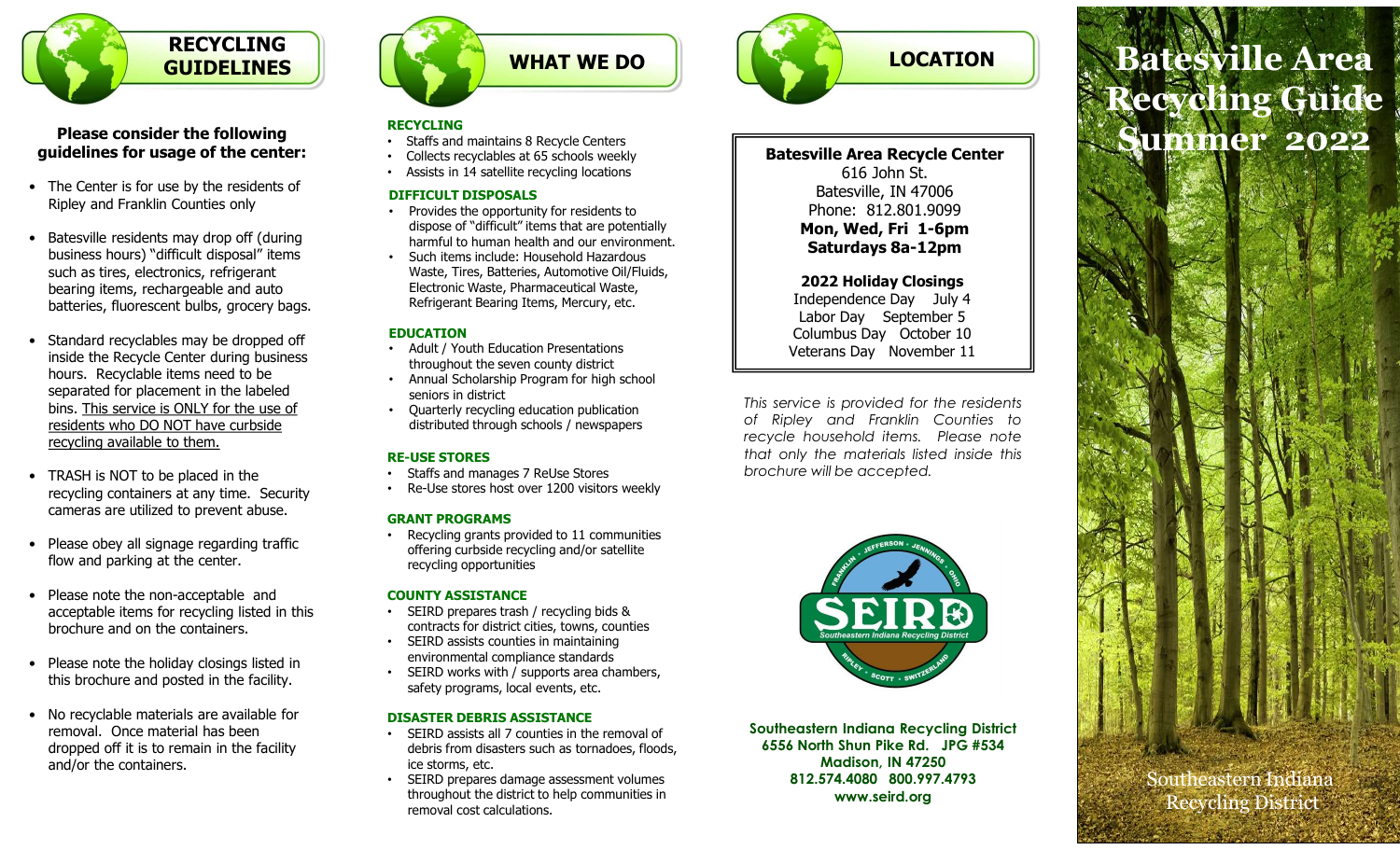# Batesville Area Recycling Guide Summer 2022

Southeastern Indiana Recycling District

## RECYCLING GUIDELINES

**Please consider the following guidelines for usage of the center:**

- The Center is for use by the residents of Ripley and Franklin Counties only
- Batesville residents may drop off (during business hours) "difficult disposal" items such as tires, electronics, refrigerant bearing items, rechargeable and auto batteries, fluorescent bulbs, grocery bags.
- Standard recyclables may be dropped off inside the Recycle Center during business hours. Recyclable items need to be separated for placement in the labeled bins. <u>This service is ONLY for the use of residents who DO NOT have curbside recycling available to them.</u>
- TRASH is NOT to be placed in the recycling containers at any time. Security cameras are utilized to prevent abuse.
- Please obey all signage regarding traffic flow and parking at the center.
- Please note the non-acceptable and acceptable items for recycling listed in this brochure and on the containers.
- Please note the holiday closings listed in this brochure and posted in the facility.
- No recyclable materials are available for removal. Once material has been dropped off it is to remain in the facility and/or the containers.

## WHAT WE DO

### RECYCLING

- Staffs and maintains 8 Recycle Centers
- Collects recyclables at 65 schools weekly
- Assists in 14 satellite recycling locations

### DIFFICULT DISPOSALS

- Provides the opportunity for residents to dispose of "difficult" items that are potentially harmful to human health and our environment.
- Such items include: Household Hazardous Waste, Tires, Batteries, Automotive Oil/Fluids, Electronic Waste, Pharmaceutical Waste, Refrigerant Bearing Items, Mercury, etc.

### EDUCATION

- Adult / Youth Education Presentations throughout the seven county district
- Annual Scholarship Program for high school seniors in district
- Quarterly recycling education publication distributed through schools / newspapers

### RE-USE STORES

- Staffs and manages 7 ReUse Stores
- Re-Use stores host over 1200 visitors weekly

### GRANT PROGRAMS

- Recycling grants provided to 11 communities offering curbside recycling and/or satellite recycling opportunities

### COUNTY ASSISTANCE

- SEIRD prepares trash / recycling bids & contracts for district cities, towns, counties
- SEIRD assists counties in maintaining environmental compliance standards
- SEIRD works with / supports area chambers, safety programs, local events, etc.

### DISASTER DEBRIS ASSISTANCE

- SEIRD assists all 7 counties in the removal of debris from disasters such as tornadoes, floods, ice storms, etc.
- SEIRD prepares damage assessment volumes throughout the district to help communities in removal cost calculations.

## LOCATION

**Batesville Area Recycle Center**
616 John St.
Batesville, IN 47006
Phone: 812.801.9099
**Mon, Wed, Fri 1-6pm**
**Saturdays 8a-12pm**

**2022 Holiday Closings**

Independence Day July 4
Labor Day September 5
Columbus Day October 10
Veterans Day November 11

*This service is provided for the residents of Ripley and Franklin Counties to recycle household items. Please note that only the materials listed inside this brochure will be accepted.*

SEIRD
Southeastern Indiana Recycling District
Franklin • Jefferson • Jennings • Ohio • Ripley • Scott • Switzerland

**Southeastern Indiana Recycling District**
**6556 North Shun Pike Rd. JPG #534**
**Madison, IN 47250**
**812.574.4080 800.997.4793**
**www.seird.org**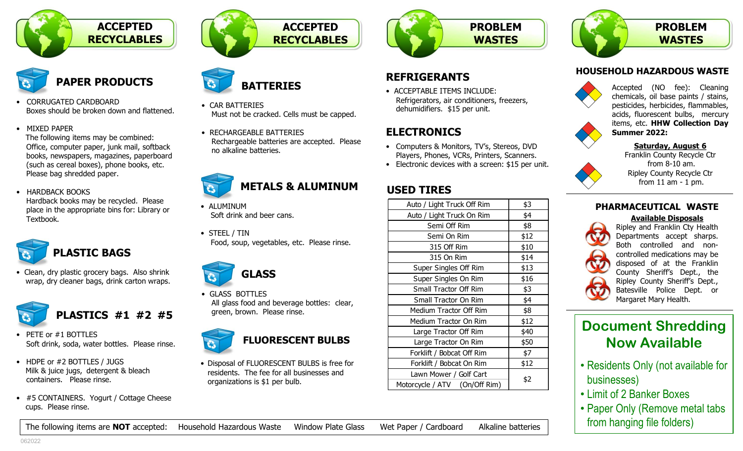# ACCEPTED RECYCLABLES

## PAPER PRODUCTS

- CORRUGATED CARDBOARD
  Boxes should be broken down and flattened.
- MIXED PAPER
  The following items may be combined: Office, computer paper, junk mail, softback books, newspapers, magazines, paperboard (such as cereal boxes), phone books, etc. Please bag shredded paper.
- HARDBACK BOOKS
  Hardback books may be recycled. Please place in the appropriate bins for: Library or Textbook.

## PLASTIC BAGS

- Clean, dry plastic grocery bags. Also shrink wrap, dry cleaner bags, drink carton wraps.

## PLASTICS #1 #2 #5

- PETE or #1 BOTTLES
  Soft drink, soda, water bottles. Please rinse.
- HDPE or #2 BOTTLES / JUGS
  Milk & juice jugs, detergent & bleach containers. Please rinse.
- #5 CONTAINERS. Yogurt / Cottage Cheese cups. Please rinse.

# ACCEPTED RECYCLABLES

## BATTERIES

- CAR BATTERIES
  Must not be cracked. Cells must be capped.
- RECHARGEABLE BATTERIES
  Rechargeable batteries are accepted. Please no alkaline batteries.

## METALS & ALUMINUM

- ALUMINUM
  Soft drink and beer cans.
- STEEL / TIN
  Food, soup, vegetables, etc. Please rinse.

## GLASS

- GLASS BOTTLES
  All glass food and beverage bottles: clear, green, brown. Please rinse.

## FLUORESCENT BULBS

- Disposal of FLUORESCENT BULBS is free for residents. The fee for all businesses and organizations is $1 per bulb.

# PROBLEM WASTES

## REFRIGERANTS

- ACCEPTABLE ITEMS INCLUDE:
  Refrigerators, air conditioners, freezers, dehumidifiers. $15 per unit.

## ELECTRONICS

- Computers & Monitors, TV's, Stereos, DVD Players, Phones, VCRs, Printers, Scanners.
- Electronic devices with a screen: $15 per unit.

## USED TIRES

| | |
|---|---|
| Auto / Light Truck Off Rim | $3 |
| Auto / Light Truck On Rim | $4 |
| Semi Off Rim | $8 |
| Semi On Rim | $12 |
| 315 Off Rim | $10 |
| 315 On Rim | $14 |
| Super Singles Off Rim | $13 |
| Super Singles On Rim | $16 |
| Small Tractor Off Rim | $3 |
| Small Tractor On Rim | $4 |
| Medium Tractor Off Rim | $8 |
| Medium Tractor On Rim | $12 |
| Large Tractor Off Rim | $40 |
| Large Tractor On Rim | $50 |
| Forklift / Bobcat Off Rim | $7 |
| Forklift / Bobcat On Rim | $12 |
| Lawn Mower / Golf Cart | $2 |
| Motorcycle / ATV (On/Off Rim) | |

# PROBLEM WASTES

## HOUSEHOLD HAZARDOUS WASTE

Accepted (NO fee): Cleaning chemicals, oil base paints / stains, pesticides, herbicides, flammables, acids, fluorescent bulbs, mercury items, etc. **HHW Collection Day Summer 2022:**

**Saturday, August 6**
Franklin County Recycle Ctr
from 8-10 am.
Ripley County Recycle Ctr
from 11 am - 1 pm.

## PHARMACEUTICAL WASTE

**Available Disposals**

Ripley and Franklin Cty Health Departments accept sharps. Both controlled and non-controlled medications may be disposed of at the Franklin County Sheriff's Dept., the Ripley County Sheriff's Dept., Batesville Police Dept. or Margaret Mary Health.

## Document Shredding Now Available

- Residents Only (not available for businesses)
- Limit of 2 Banker Boxes
- Paper Only (Remove metal tabs from hanging file folders)

The following items are **NOT** accepted: Household Hazardous Waste   Window Plate Glass   Wet Paper / Cardboard   Alkaline batteries

062022